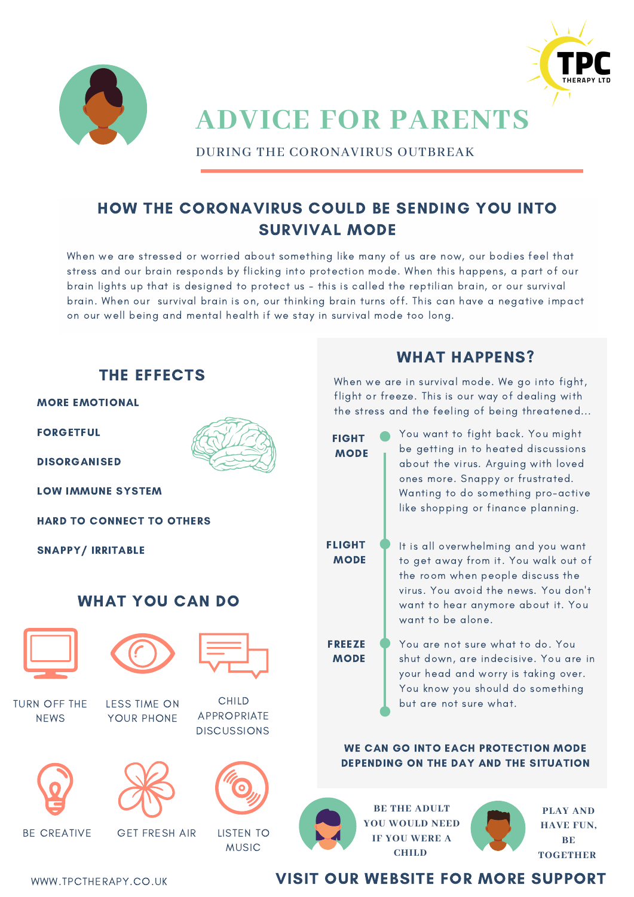# ADVICE FOR PARENTS

DURING THE CORONAVIRUS OUTBREAK

## HOW THE CORONAVIRUS COULD BE SENDING YOU INTO SURVIVAL MODE

When we are stressed or worried about something like many of us are now, our bodies feel that stress and our brain responds by flicking into protection mode. When this happens, a part of our brain lights up that is designed to protect us - this is called the reptilian brain, or our survival brain. When our survival brain is on, our thinking brain turns off. This can have a negative impact on our well being and mental health if we stay in survival mode too long.

## THE EFFECTS

- **MORE EMOTIONAL**
- **FORGETFUL**
- **DISORGANISED**
- **LOW IMMUNE SYSTEM**
- **HARD TO CONNECT TO OTHERS**
- **SNAPPY/ IRRITABLE**

## WHAT YOU CAN DO

- TURN OFF THE NEWS
- LESS TIME ON YOUR PHONE
- CHILD APPROPRIATE DISCUSSIONS
- BE CREATIVE
- GET FRESH AIR
- LISTEN TO MUSIC

## WHAT HAPPENS?

When we are in survival mode. We go into fight, flight or freeze. This is our way of dealing with the stress and the feeling of being threatened...

**FIGHT MODE**: You want to fight back. You might be getting in to heated discussions about the virus. Arguing with loved ones more. Snappy or frustrated. Wanting to do something pro-active like shopping or finance planning.

**FLIGHT MODE**: It is all overwhelming and you want to get away from it. You walk out of the room when people discuss the virus. You avoid the news. You don't want to hear anymore about it. You want to be alone.

**FREEZE MODE**: You are not sure what to do. You shut down, are indecisive. You are in your head and worry is taking over. You know you should do something but are not sure what.

**WE CAN GO INTO EACH PROTECTION MODE DEPENDING ON THE DAY AND THE SITUATION**

**BE THE ADULT YOU WOULD NEED IF YOU WERE A CHILD**

**PLAY AND HAVE FUN, BE TOGETHER**

WWW.TPCTHERAPY.CO.UK

**VISIT OUR WEBSITE FOR MORE SUPPORT**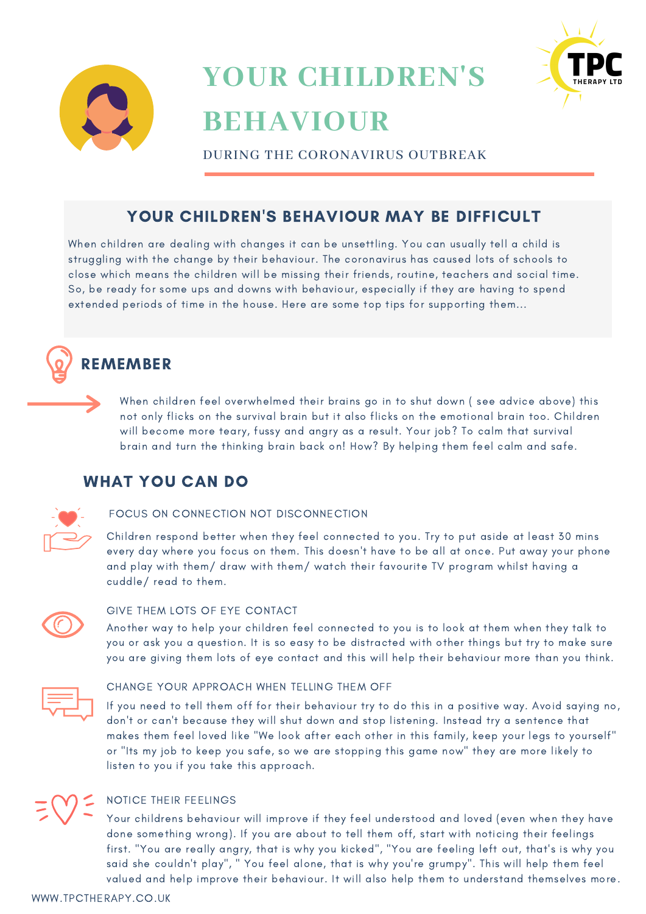# YOUR CHILDREN'S BEHAVIOUR

DURING THE CORONAVIRUS OUTBREAK

## YOUR CHILDREN'S BEHAVIOUR MAY BE DIFFICULT

When children are dealing with changes it can be unsettling. You can usually tell a child is struggling with the change by their behaviour. The coronavirus has caused lots of schools to close which means the children will be missing their friends, routine, teachers and social time. So, be ready for some ups and downs with behaviour, especially if they are having to spend extended periods of time in the house. Here are some top tips for supporting them...

## REMEMBER

When children feel overwhelmed their brains go in to shut down ( see advice above) this not only flicks on the survival brain but it also flicks on the emotional brain too. Children will become more teary, fussy and angry as a result. Your job? To calm that survival brain and turn the thinking brain back on! How? By helping them feel calm and safe.

## WHAT YOU CAN DO

### FOCUS ON CONNECTION NOT DISCONNECTION

Children respond better when they feel connected to you. Try to put aside at least 30 mins every day where you focus on them. This doesn't have to be all at once. Put away your phone and play with them/ draw with them/ watch their favourite TV program whilst having a cuddle/ read to them.

### GIVE THEM LOTS OF EYE CONTACT

Another way to help your children feel connected to you is to look at them when they talk to you or ask you a question. It is so easy to be distracted with other things but try to make sure you are giving them lots of eye contact and this will help their behaviour more than you think.

### CHANGE YOUR APPROACH WHEN TELLING THEM OFF

If you need to tell them off for their behaviour try to do this in a positive way. Avoid saying no, don't or can't because they will shut down and stop listening. Instead try a sentence that makes them feel loved like "We look after each other in this family, keep your legs to yourself" or "Its my job to keep you safe, so we are stopping this game now" they are more likely to listen to you if you take this approach.

### NOTICE THEIR FEELINGS

Your childrens behaviour will improve if they feel understood and loved (even when they have done something wrong). If you are about to tell them off, start with noticing their feelings first. "You are really angry, that is why you kicked", "You are feeling left out, that's is why you said she couldn't play", " You feel alone, that is why you're grumpy". This will help them feel valued and help improve their behaviour. It will also help them to understand themselves more.

WWW.TPCTHERAPY.CO.UK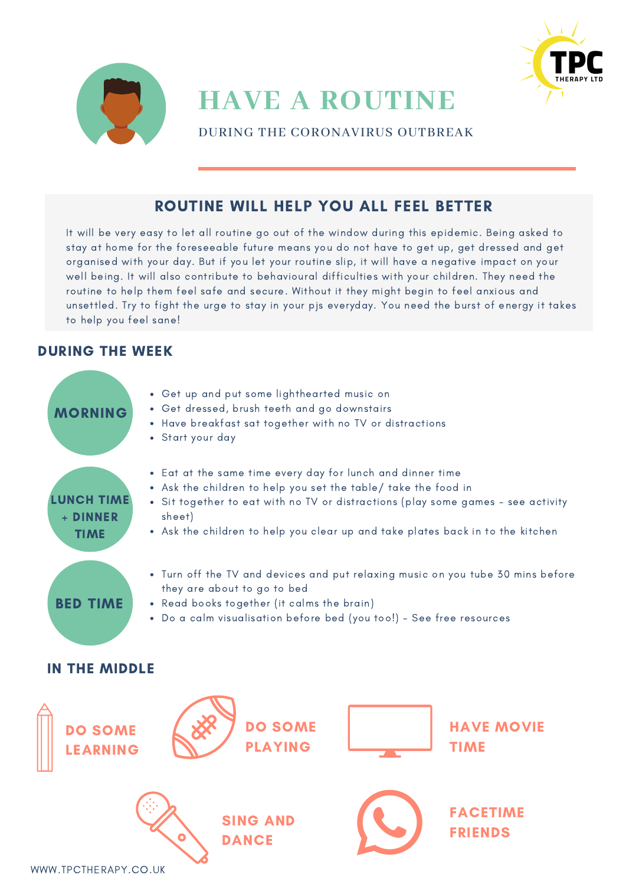# HAVE A ROUTINE

DURING THE CORONAVIRUS OUTBREAK

## ROUTINE WILL HELP YOU ALL FEEL BETTER

It will be very easy to let all routine go out of the window during this epidemic. Being asked to stay at home for the foreseeable future means you do not have to get up, get dressed and get organised with your day. But if you let your routine slip, it will have a negative impact on your well being. It will also contribute to behavioural difficulties with your children. They need the routine to help them feel safe and secure. Without it they might begin to feel anxious and unsettled. Try to fight the urge to stay in your pjs everyday. You need the burst of energy it takes to help you feel sane!

## DURING THE WEEK

### MORNING

- Get up and put some lighthearted music on
- Get dressed, brush teeth and go downstairs
- Have breakfast sat together with no TV or distractions
- Start your day

### LUNCH TIME + DINNER TIME

- Eat at the same time every day for lunch and dinner time
- Ask the children to help you set the table/ take the food in
- Sit together to eat with no TV or distractions (play some games - see activity sheet)
- Ask the children to help you clear up and take plates back in to the kitchen

### BED TIME

- Turn off the TV and devices and put relaxing music on you tube 30 mins before they are about to go to bed
- Read books together (it calms the brain)
- Do a calm visualisation before bed (you too!) - See free resources

## IN THE MIDDLE

- DO SOME LEARNING
- DO SOME PLAYING
- HAVE MOVIE TIME
- SING AND DANCE
- FACETIME FRIENDS

WWW.TPCTHERAPY.CO.UK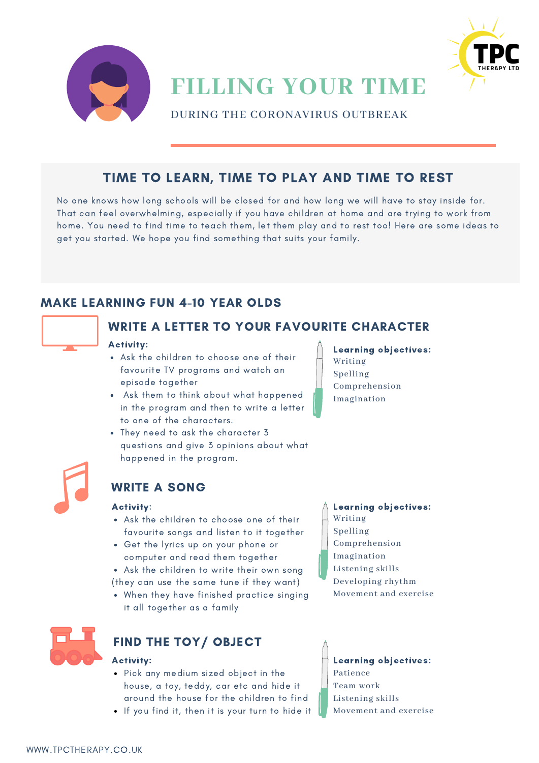# FILLING YOUR TIME

DURING THE CORONAVIRUS OUTBREAK

## TIME TO LEARN, TIME TO PLAY AND TIME TO REST

No one knows how long schools will be closed for and how long we will have to stay inside for. That can feel overwhelming, especially if you have children at home and are trying to work from home. You need to find time to teach them, let them play and to rest too! Here are some ideas to get you started. We hope you find something that suits your family.

## MAKE LEARNING FUN 4-10 YEAR OLDS

### WRITE A LETTER TO YOUR FAVOURITE CHARACTER

**Activity:**

- Ask the children to choose one of their favourite TV programs and watch an episode together
- Ask them to think about what happened in the program and then to write a letter to one of the characters.
- They need to ask the character 3 questions and give 3 opinions about what happened in the program.

**Learning objectives:**
Writing
Spelling
Comprehension
Imagination

### WRITE A SONG

**Activity:**

- Ask the children to choose one of their favourite songs and listen to it together
- Get the lyrics up on your phone or computer and read them together
- Ask the children to write their own song (they can use the same tune if they want)
- When they have finished practice singing it all together as a family

**Learning objectives:**
Writing
Spelling
Comprehension
Imagination
Listening skills
Developing rhythm
Movement and exercise

### FIND THE TOY/ OBJECT

**Activity:**

- Pick any medium sized object in the house, a toy, teddy, car etc and hide it around the house for the children to find
- If you find it, then it is your turn to hide it

**Learning objectives:**
Patience
Team work
Listening skills
Movement and exercise

WWW.TPCTHERAPY.CO.UK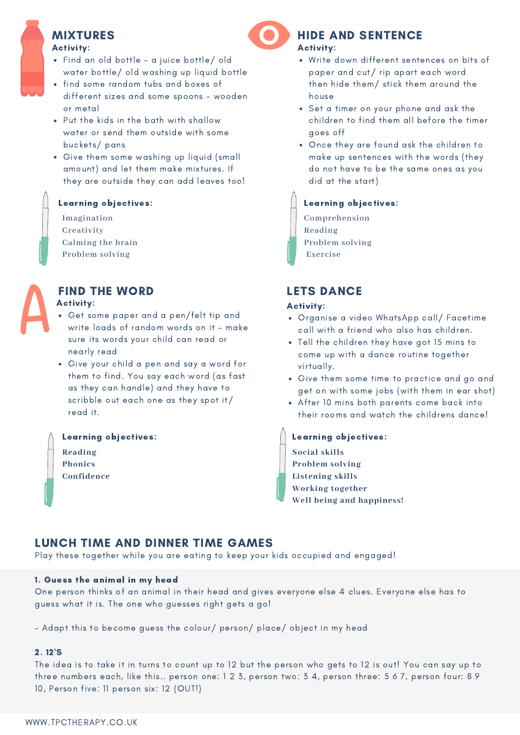## MIXTURES

**Activity:**

- Find an old bottle - a juice bottle/ old water bottle/ old washing up liquid bottle
- find some random tubs and boxes of different sizes and some spoons - wooden or metal
- Put the kids in the bath with shallow water or send them outside with some buckets/ pans
- Give them some washing up liquid (small amount) and let them make mixtures. If they are outside they can add leaves too!

**Learning objectives:**

Imagination
Creativity
Calming the brain
Problem solving

## HIDE AND SENTENCE

**Activity:**

- Write down different sentences on bits of paper and cut/ rip apart each word then hide them/ stick them around the house
- Set a timer on your phone and ask the children to find them all before the timer goes off
- Once they are found ask the children to make up sentences with the words (they do not have to be the same ones as you did at the start)

**Learning objectives:**

Comprehension
Reading
Problem solving
Exercise

## FIND THE WORD

**Activity:**

- Get some paper and a pen/felt tip and write loads of random words on it - make sure its words your child can read or nearly read
- Give your child a pen and say a word for them to find. You say each word (as fast as they can handle) and they have to scribble out each one as they spot it/ read it.

**Learning objectives:**

**Reading**
**Phonics**
**Confidence**

## LETS DANCE

**Activity:**

- Organise a video WhatsApp call/ Facetime call with a friend who also has children.
- Tell the children they have got 15 mins to come up with a dance routine together virtually.
- Give them some time to practice and go and get on with some jobs (with them in ear shot)
- After 10 mins both parents come back into their rooms and watch the childrens dance!

**Learning objectives:**

**Social skills**
**Problem solving**
**Listening skills**
**Working together**
**Well being and happiness!**

## LUNCH TIME AND DINNER TIME GAMES

Play these together while you are eating to keep your kids occupied and engaged!

**1. Guess the animal in my head**

One person thinks of an animal in their head and gives everyone else 4 clues. Everyone else has to guess what it is. The one who guesses right gets a go!

- Adapt this to become guess the colour/ person/ place/ object in my head

**2. 12'S**

The idea is to take it in turns to count up to 12 but the person who gets to 12 is out! You can say up to three numbers each, like this.. person one: 1 2 3, person two: 3 4, person three: 5 6 7, person four: 8 9 10, Person five: 11 person six: 12 (OUT!)

WWW.TPCTHERAPY.CO.UK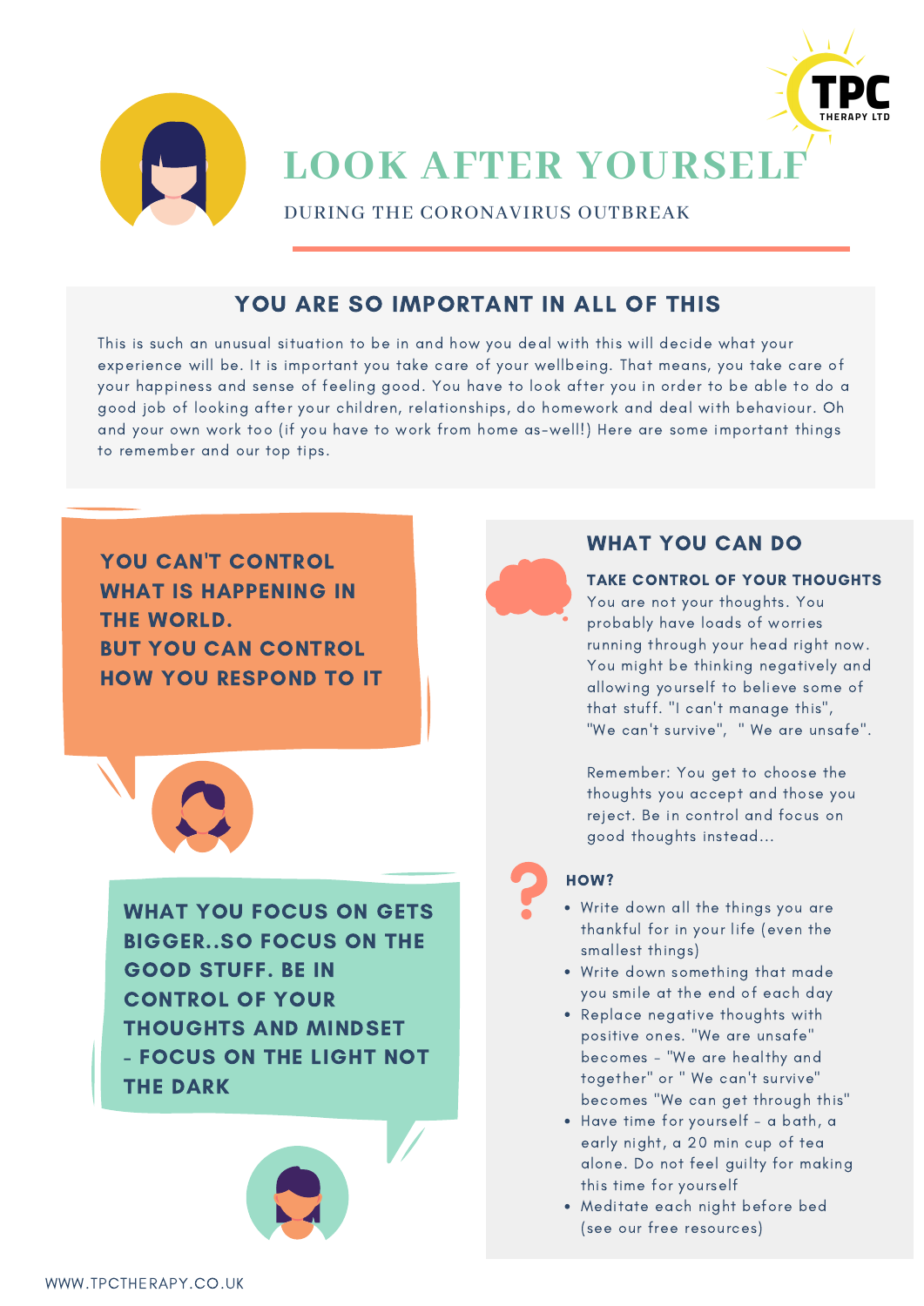# LOOK AFTER YOURSELF

DURING THE CORONAVIRUS OUTBREAK

## YOU ARE SO IMPORTANT IN ALL OF THIS

This is such an unusual situation to be in and how you deal with this will decide what your experience will be. It is important you take care of your wellbeing. That means, you take care of your happiness and sense of feeling good. You have to look after you in order to be able to do a good job of looking after your children, relationships, do homework and deal with behaviour. Oh and your own work too (if you have to work from home as-well!) Here are some important things to remember and our top tips.

**YOU CAN'T CONTROL WHAT IS HAPPENING IN THE WORLD. BUT YOU CAN CONTROL HOW YOU RESPOND TO IT**

**WHAT YOU FOCUS ON GETS BIGGER..SO FOCUS ON THE GOOD STUFF. BE IN CONTROL OF YOUR THOUGHTS AND MINDSET - FOCUS ON THE LIGHT NOT THE DARK**

## WHAT YOU CAN DO

### TAKE CONTROL OF YOUR THOUGHTS

You are not your thoughts. You probably have loads of worries running through your head right now. You might be thinking negatively and allowing yourself to believe some of that stuff. "I can't manage this", "We can't survive", " We are unsafe".

Remember: You get to choose the thoughts you accept and those you reject. Be in control and focus on good thoughts instead...

### HOW?

- Write down all the things you are thankful for in your life (even the smallest things)
- Write down something that made you smile at the end of each day
- Replace negative thoughts with positive ones. "We are unsafe" becomes - "We are healthy and together" or " We can't survive" becomes "We can get through this"
- Have time for yourself - a bath, a early night, a 20 min cup of tea alone. Do not feel guilty for making this time for yourself
- Meditate each night before bed (see our free resources)

WWW.TPCTHERAPY.CO.UK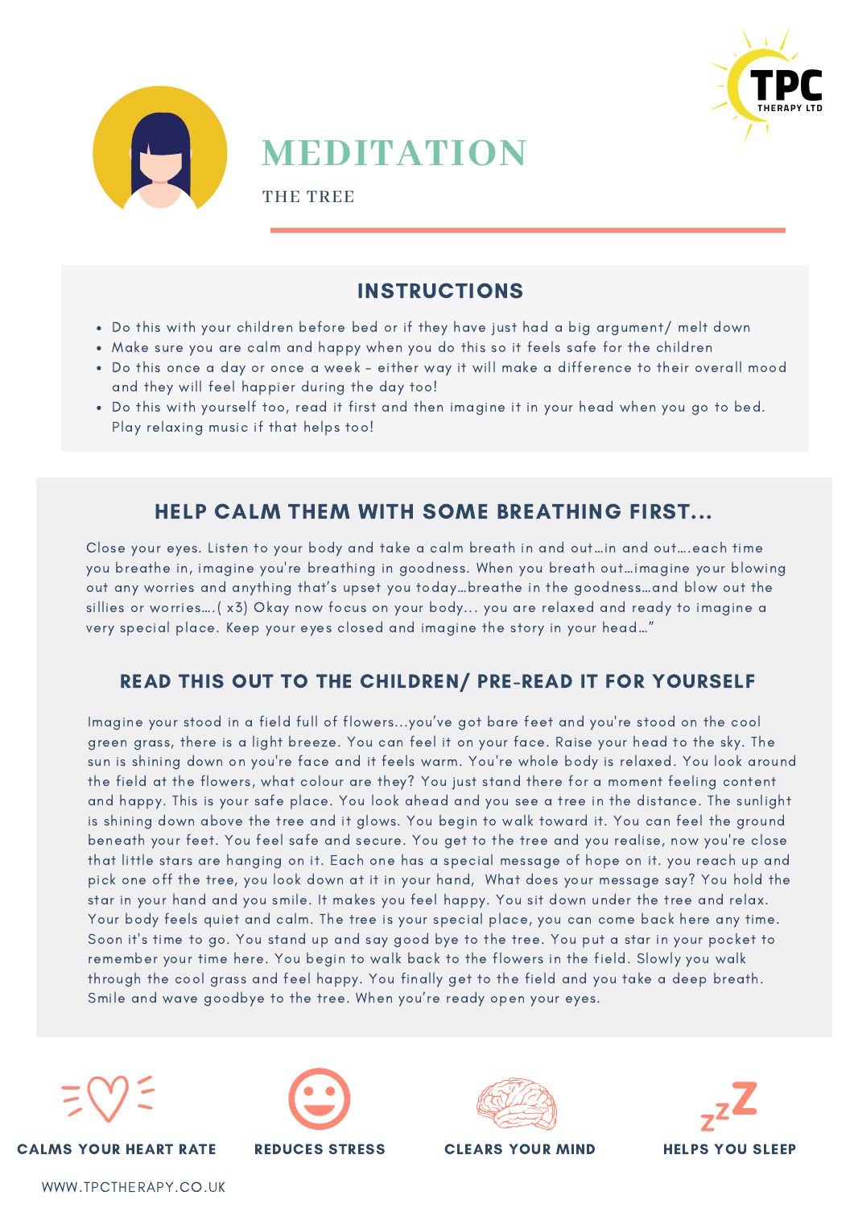# MEDITATION

THE TREE

TPC THERAPY LTD

## INSTRUCTIONS

- Do this with your children before bed or if they have just had a big argument/ melt down
- Make sure you are calm and happy when you do this so it feels safe for the children
- Do this once a day or once a week - either way it will make a difference to their overall mood and they will feel happier during the day too!
- Do this with yourself too, read it first and then imagine it in your head when you go to bed. Play relaxing music if that helps too!

## HELP CALM THEM WITH SOME BREATHING FIRST...

Close your eyes. Listen to your body and take a calm breath in and out…in and out….each time you breathe in, imagine you're breathing in goodness. When you breath out…imagine your blowing out any worries and anything that's upset you today…breathe in the goodness…and blow out the sillies or worries….( x3) Okay now focus on your body... you are relaxed and ready to imagine a very special place. Keep your eyes closed and imagine the story in your head…"

## READ THIS OUT TO THE CHILDREN/ PRE-READ IT FOR YOURSELF

Imagine your stood in a field full of flowers...you've got bare feet and you're stood on the cool green grass, there is a light breeze. You can feel it on your face. Raise your head to the sky. The sun is shining down on you're face and it feels warm. You're whole body is relaxed. You look around the field at the flowers, what colour are they? You just stand there for a moment feeling content and happy. This is your safe place. You look ahead and you see a tree in the distance. The sunlight is shining down above the tree and it glows. You begin to walk toward it. You can feel the ground beneath your feet. You feel safe and secure. You get to the tree and you realise, now you're close that little stars are hanging on it. Each one has a special message of hope on it. you reach up and pick one off the tree, you look down at it in your hand, What does your message say? You hold the star in your hand and you smile. It makes you feel happy. You sit down under the tree and relax. Your body feels quiet and calm. The tree is your special place, you can come back here any time. Soon it's time to go. You stand up and say good bye to the tree. You put a star in your pocket to remember your time here. You begin to walk back to the flowers in the field. Slowly you walk through the cool grass and feel happy. You finally get to the field and you take a deep breath. Smile and wave goodbye to the tree. When you're ready open your eyes.

CALMS YOUR HEART RATE

REDUCES STRESS

CLEARS YOUR MIND

HELPS YOU SLEEP

WWW.TPCTHERAPY.CO.UK